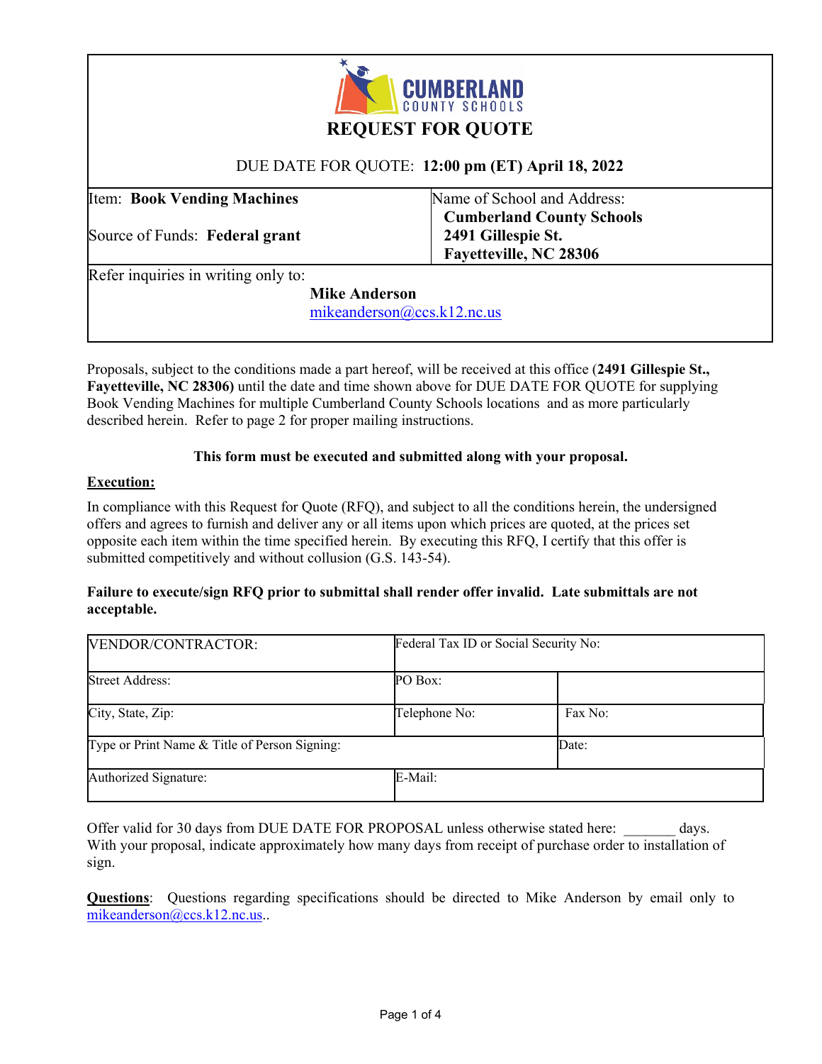CUMBERLAND COUNTY SCHOOLS

# REQUEST FOR QUOTE

DUE DATE FOR QUOTE: **12:00 pm (ET) April 18, 2022**

| Item: **Book Vending Machines**<br><br>Source of Funds: **Federal grant** | Name of School and Address:<br>**Cumberland County Schools**<br>**2491 Gillespie St.**<br>**Fayetteville, NC 28306** |
|---|---|

Refer inquiries in writing only to:

**Mike Anderson**
mikeanderson@ccs.k12.nc.us

Proposals, subject to the conditions made a part hereof, will be received at this office (**2491 Gillespie St., Fayetteville, NC 28306)** until the date and time shown above for DUE DATE FOR QUOTE for supplying Book Vending Machines for multiple Cumberland County Schools locations and as more particularly described herein. Refer to page 2 for proper mailing instructions.

**This form must be executed and submitted along with your proposal.**

**Execution:**

In compliance with this Request for Quote (RFQ), and subject to all the conditions herein, the undersigned offers and agrees to furnish and deliver any or all items upon which prices are quoted, at the prices set opposite each item within the time specified herein. By executing this RFQ, I certify that this offer is submitted competitively and without collusion (G.S. 143-54).

**Failure to execute/sign RFQ prior to submittal shall render offer invalid. Late submittals are not acceptable.**

| VENDOR/CONTRACTOR: | Federal Tax ID or Social Security No: | |
|---|---|---|
| Street Address: | PO Box: | |
| City, State, Zip: | Telephone No: | Fax No: |
| Type or Print Name & Title of Person Signing: | | Date: |
| Authorized Signature: | E-Mail: | |

Offer valid for 30 days from DUE DATE FOR PROPOSAL unless otherwise stated here: _______ days. With your proposal, indicate approximately how many days from receipt of purchase order to installation of sign.

**Questions**: Questions regarding specifications should be directed to Mike Anderson by email only to mikeanderson@ccs.k12.nc.us..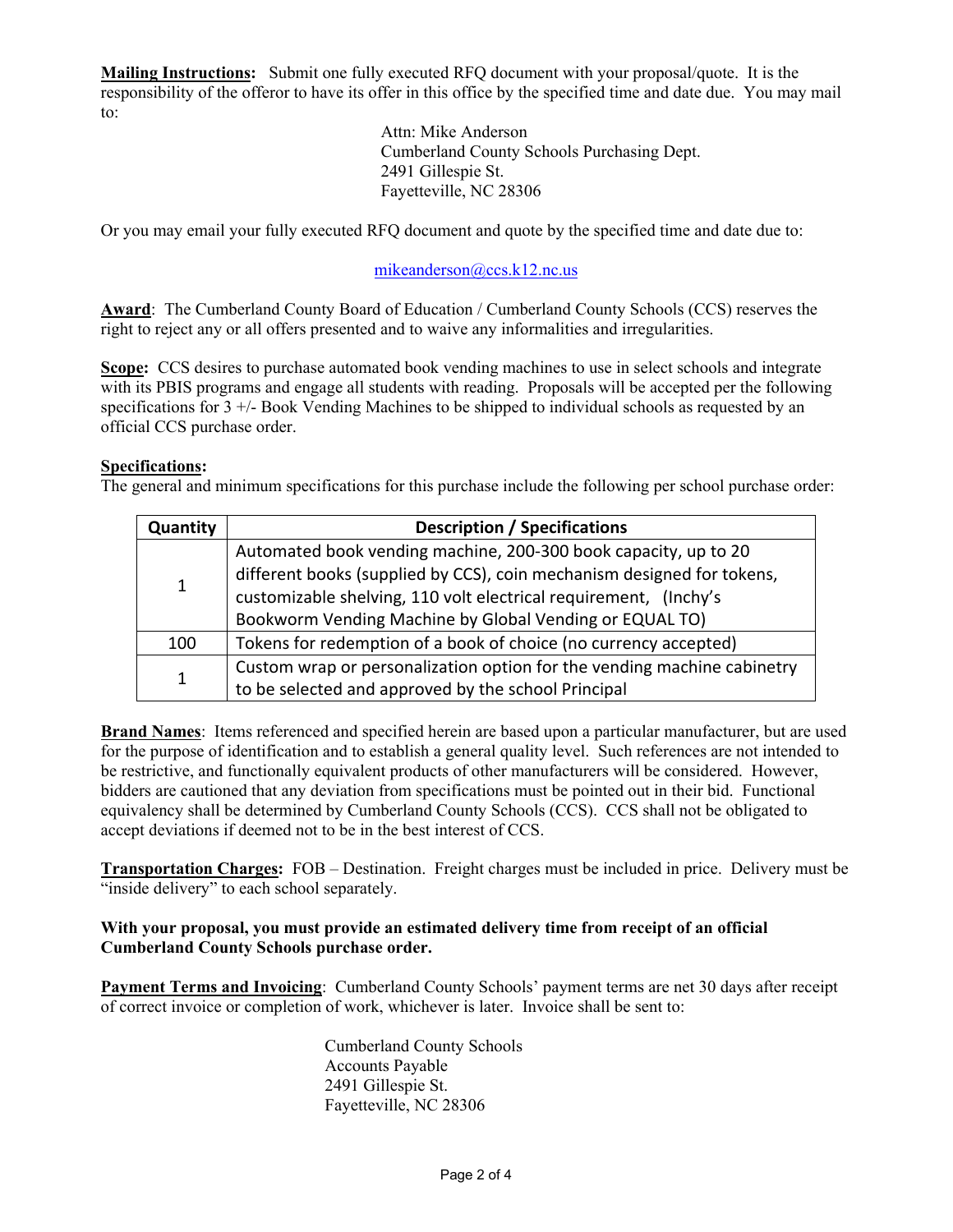**Mailing Instructions:** Submit one fully executed RFQ document with your proposal/quote. It is the responsibility of the offeror to have its offer in this office by the specified time and date due. You may mail to:

Attn: Mike Anderson
Cumberland County Schools Purchasing Dept.
2491 Gillespie St.
Fayetteville, NC 28306

Or you may email your fully executed RFQ document and quote by the specified time and date due to:

mikeanderson@ccs.k12.nc.us

**Award**: The Cumberland County Board of Education / Cumberland County Schools (CCS) reserves the right to reject any or all offers presented and to waive any informalities and irregularities.

**Scope:** CCS desires to purchase automated book vending machines to use in select schools and integrate with its PBIS programs and engage all students with reading. Proposals will be accepted per the following specifications for 3 +/- Book Vending Machines to be shipped to individual schools as requested by an official CCS purchase order.

**Specifications:**
The general and minimum specifications for this purchase include the following per school purchase order:

| Quantity | Description / Specifications |
|---|---|
| 1 | Automated book vending machine, 200-300 book capacity, up to 20 different books (supplied by CCS), coin mechanism designed for tokens, customizable shelving, 110 volt electrical requirement, (Inchy's Bookworm Vending Machine by Global Vending or EQUAL TO) |
| 100 | Tokens for redemption of a book of choice (no currency accepted) |
| 1 | Custom wrap or personalization option for the vending machine cabinetry to be selected and approved by the school Principal |

**Brand Names**: Items referenced and specified herein are based upon a particular manufacturer, but are used for the purpose of identification and to establish a general quality level. Such references are not intended to be restrictive, and functionally equivalent products of other manufacturers will be considered. However, bidders are cautioned that any deviation from specifications must be pointed out in their bid. Functional equivalency shall be determined by Cumberland County Schools (CCS). CCS shall not be obligated to accept deviations if deemed not to be in the best interest of CCS.

**Transportation Charges:** FOB – Destination. Freight charges must be included in price. Delivery must be "inside delivery" to each school separately.

**With your proposal, you must provide an estimated delivery time from receipt of an official Cumberland County Schools purchase order.**

**Payment Terms and Invoicing**: Cumberland County Schools' payment terms are net 30 days after receipt of correct invoice or completion of work, whichever is later. Invoice shall be sent to:

Cumberland County Schools
Accounts Payable
2491 Gillespie St.
Fayetteville, NC 28306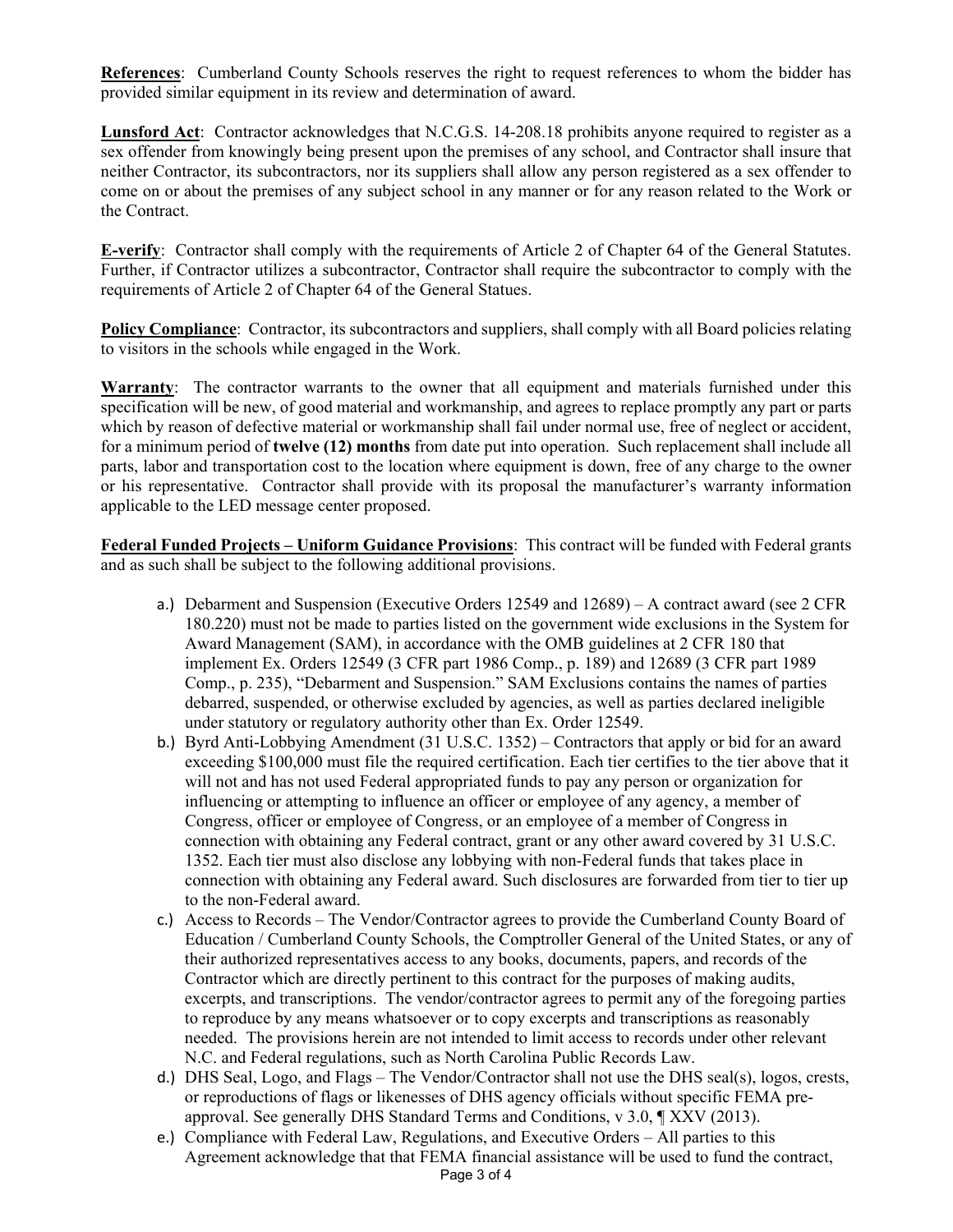**References**: Cumberland County Schools reserves the right to request references to whom the bidder has provided similar equipment in its review and determination of award.

**Lunsford Act**: Contractor acknowledges that N.C.G.S. 14-208.18 prohibits anyone required to register as a sex offender from knowingly being present upon the premises of any school, and Contractor shall insure that neither Contractor, its subcontractors, nor its suppliers shall allow any person registered as a sex offender to come on or about the premises of any subject school in any manner or for any reason related to the Work or the Contract.

**E-verify**: Contractor shall comply with the requirements of Article 2 of Chapter 64 of the General Statutes. Further, if Contractor utilizes a subcontractor, Contractor shall require the subcontractor to comply with the requirements of Article 2 of Chapter 64 of the General Statues.

**Policy Compliance**: Contractor, its subcontractors and suppliers, shall comply with all Board policies relating to visitors in the schools while engaged in the Work.

**Warranty**: The contractor warrants to the owner that all equipment and materials furnished under this specification will be new, of good material and workmanship, and agrees to replace promptly any part or parts which by reason of defective material or workmanship shall fail under normal use, free of neglect or accident, for a minimum period of **twelve (12) months** from date put into operation. Such replacement shall include all parts, labor and transportation cost to the location where equipment is down, free of any charge to the owner or his representative. Contractor shall provide with its proposal the manufacturer's warranty information applicable to the LED message center proposed.

**Federal Funded Projects – Uniform Guidance Provisions**: This contract will be funded with Federal grants and as such shall be subject to the following additional provisions.

a.) Debarment and Suspension (Executive Orders 12549 and 12689) – A contract award (see 2 CFR 180.220) must not be made to parties listed on the government wide exclusions in the System for Award Management (SAM), in accordance with the OMB guidelines at 2 CFR 180 that implement Ex. Orders 12549 (3 CFR part 1986 Comp., p. 189) and 12689 (3 CFR part 1989 Comp., p. 235), "Debarment and Suspension." SAM Exclusions contains the names of parties debarred, suspended, or otherwise excluded by agencies, as well as parties declared ineligible under statutory or regulatory authority other than Ex. Order 12549.

b.) Byrd Anti-Lobbying Amendment (31 U.S.C. 1352) – Contractors that apply or bid for an award exceeding $100,000 must file the required certification. Each tier certifies to the tier above that it will not and has not used Federal appropriated funds to pay any person or organization for influencing or attempting to influence an officer or employee of any agency, a member of Congress, officer or employee of Congress, or an employee of a member of Congress in connection with obtaining any Federal contract, grant or any other award covered by 31 U.S.C. 1352. Each tier must also disclose any lobbying with non-Federal funds that takes place in connection with obtaining any Federal award. Such disclosures are forwarded from tier to tier up to the non-Federal award.

c.) Access to Records – The Vendor/Contractor agrees to provide the Cumberland County Board of Education / Cumberland County Schools, the Comptroller General of the United States, or any of their authorized representatives access to any books, documents, papers, and records of the Contractor which are directly pertinent to this contract for the purposes of making audits, excerpts, and transcriptions. The vendor/contractor agrees to permit any of the foregoing parties to reproduce by any means whatsoever or to copy excerpts and transcriptions as reasonably needed. The provisions herein are not intended to limit access to records under other relevant N.C. and Federal regulations, such as North Carolina Public Records Law.

d.) DHS Seal, Logo, and Flags – The Vendor/Contractor shall not use the DHS seal(s), logos, crests, or reproductions of flags or likenesses of DHS agency officials without specific FEMA pre-approval. See generally DHS Standard Terms and Conditions, v 3.0, ¶ XXV (2013).

e.) Compliance with Federal Law, Regulations, and Executive Orders – All parties to this Agreement acknowledge that that FEMA financial assistance will be used to fund the contract,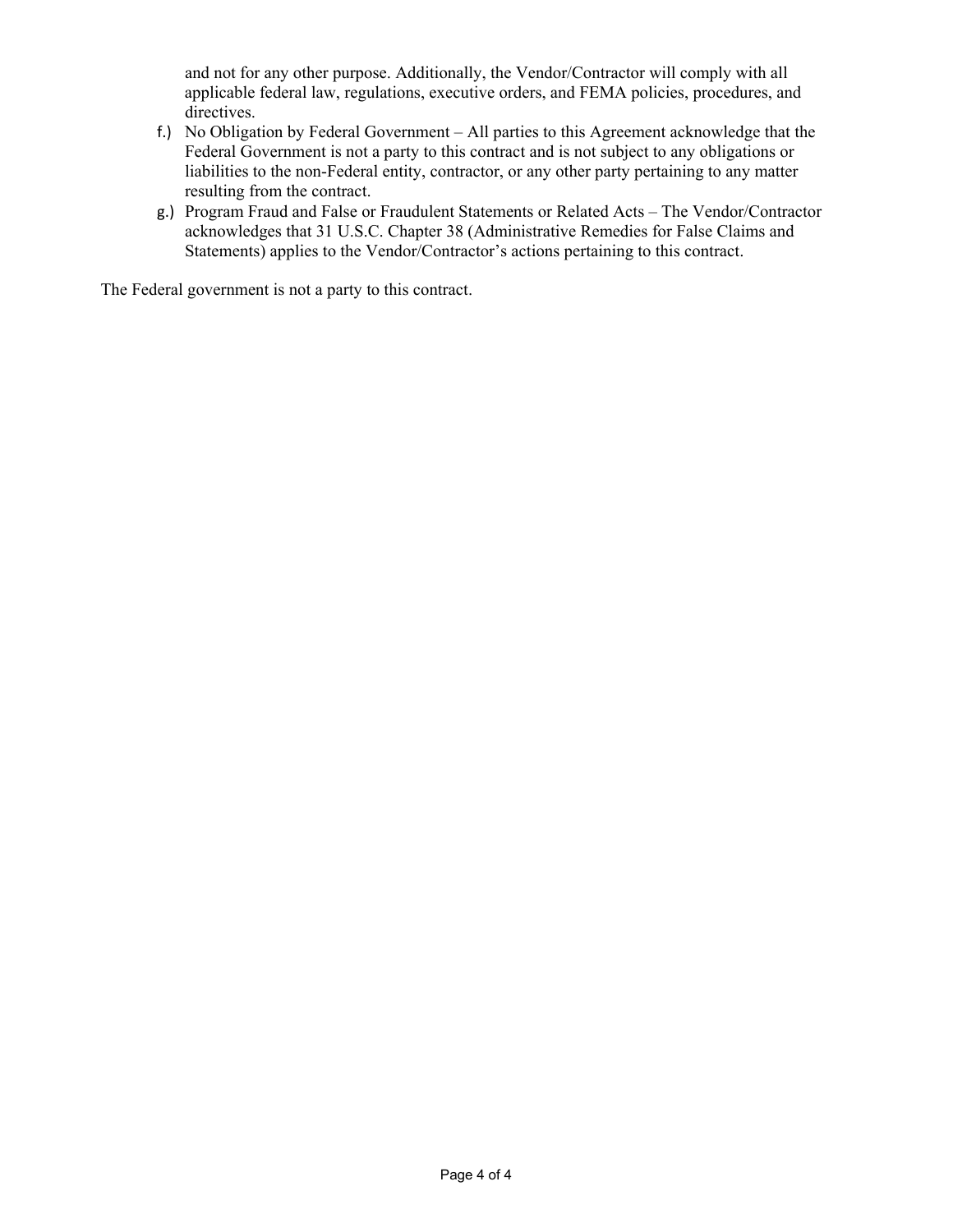and not for any other purpose. Additionally, the Vendor/Contractor will comply with all applicable federal law, regulations, executive orders, and FEMA policies, procedures, and directives.

f.) No Obligation by Federal Government – All parties to this Agreement acknowledge that the Federal Government is not a party to this contract and is not subject to any obligations or liabilities to the non-Federal entity, contractor, or any other party pertaining to any matter resulting from the contract.

g.) Program Fraud and False or Fraudulent Statements or Related Acts – The Vendor/Contractor acknowledges that 31 U.S.C. Chapter 38 (Administrative Remedies for False Claims and Statements) applies to the Vendor/Contractor's actions pertaining to this contract.

The Federal government is not a party to this contract.